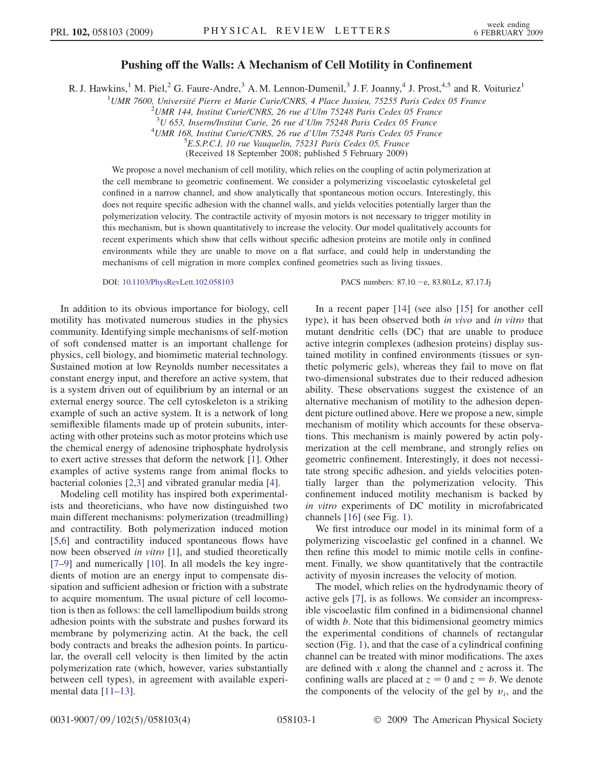# Pushing off the Walls: A Mechanism of Cell Motility in Confinement

R. J. Hawkins,[1] M. Piel,[2] G. Faure-Andre,[3] A. M. Lennon-Dumenil,[3] J. F. Joanny,[4] J. Prost,[4,5] and R. Voituriez[1]

[1]*UMR 7600, Université Pierre et Marie Curie/CNRS, 4 Place Jussieu, 75255 Paris Cedex 05 France*
[2]*UMR 144, Institut Curie/CNRS, 26 rue d'Ulm 75248 Paris Cedex 05 France*
[3]*U 653, Inserm/Institut Curie, 26 rue d'Ulm 75248 Paris Cedex 05 France*
[4]*UMR 168, Institut Curie/CNRS, 26 rue d'Ulm 75248 Paris Cedex 05 France*
[5]*E.S.P.C.I, 10 rue Vauquelin, 75231 Paris Cedex 05, France*
(Received 18 September 2008; published 5 February 2009)

We propose a novel mechanism of cell motility, which relies on the coupling of actin polymerization at the cell membrane to geometric confinement. We consider a polymerizing viscoelastic cytoskeletal gel confined in a narrow channel, and show analytically that spontaneous motion occurs. Interestingly, this does not require specific adhesion with the channel walls, and yields velocities potentially larger than the polymerization velocity. The contractile activity of myosin motors is not necessary to trigger motility in this mechanism, but is shown quantitatively to increase the velocity. Our model qualitatively accounts for recent experiments which show that cells without specific adhesion proteins are motile only in confined environments while they are unable to move on a flat surface, and could help in understanding the mechanisms of cell migration in more complex confined geometries such as living tissues.

DOI: 10.1103/PhysRevLett.102.058103 PACS numbers: 87.10.−e, 83.80.Lz, 87.17.Jj

In addition to its obvious importance for biology, cell motility has motivated numerous studies in the physics community. Identifying simple mechanisms of self-motion of soft condensed matter is an important challenge for physics, cell biology, and biomimetic material technology. Sustained motion at low Reynolds number necessitates a constant energy input, and therefore an active system, that is a system driven out of equilibrium by an internal or an external energy source. The cell cytoskeleton is a striking example of such an active system. It is a network of long semiflexible filaments made up of protein subunits, interacting with other proteins such as motor proteins which use the chemical energy of adenosine triphosphate hydrolysis to exert active stresses that deform the network [1]. Other examples of active systems range from animal flocks to bacterial colonies [2,3] and vibrated granular media [4].

Modeling cell motility has inspired both experimentalists and theoreticians, who have now distinguished two main different mechanisms: polymerization (treadmilling) and contractility. Both polymerization induced motion [5,6] and contractility induced spontaneous flows have now been observed *in vitro* [1], and studied theoretically [7–9] and numerically [10]. In all models the key ingredients of motion are an energy input to compensate dissipation and sufficient adhesion or friction with a substrate to acquire momentum. The usual picture of cell locomotion is then as follows: the cell lamellipodium builds strong adhesion points with the substrate and pushes forward its membrane by polymerizing actin. At the back, the cell body contracts and breaks the adhesion points. In particular, the overall cell velocity is then limited by the actin polymerization rate (which, however, varies substantially between cell types), in agreement with available experimental data [11–13].

In a recent paper [14] (see also [15] for another cell type), it has been observed both *in vivo* and *in vitro* that mutant dendritic cells (DC) that are unable to produce active integrin complexes (adhesion proteins) display sustained motility in confined environments (tissues or synthetic polymeric gels), whereas they fail to move on flat two-dimensional substrates due to their reduced adhesion ability. These observations suggest the existence of an alternative mechanism of motility to the adhesion dependent picture outlined above. Here we propose a new, simple mechanism of motility which accounts for these observations. This mechanism is mainly powered by actin polymerization at the cell membrane, and strongly relies on geometric confinement. Interestingly, it does not necessitate strong specific adhesion, and yields velocities potentially larger than the polymerization velocity. This confinement induced motility mechanism is backed by *in vitro* experiments of DC motility in microfabricated channels [16] (see Fig. 1).

We first introduce our model in its minimal form of a polymerizing viscoelastic gel confined in a channel. We then refine this model to mimic motile cells in confinement. Finally, we show quantitatively that the contractile activity of myosin increases the velocity of motion.

The model, which relies on the hydrodynamic theory of active gels [7], is as follows. We consider an incompressible viscoelastic film confined in a bidimensional channel of width $b$. Note that this bidimensional geometry mimics the experimental conditions of channels of rectangular section (Fig. 1), and that the case of a cylindrical confining channel can be treated with minor modifications. The axes are defined with $x$ along the channel and $z$ across it. The confining walls are placed at $z = 0$ and $z = b$. We denote the components of the velocity of the gel by $v_i$, and the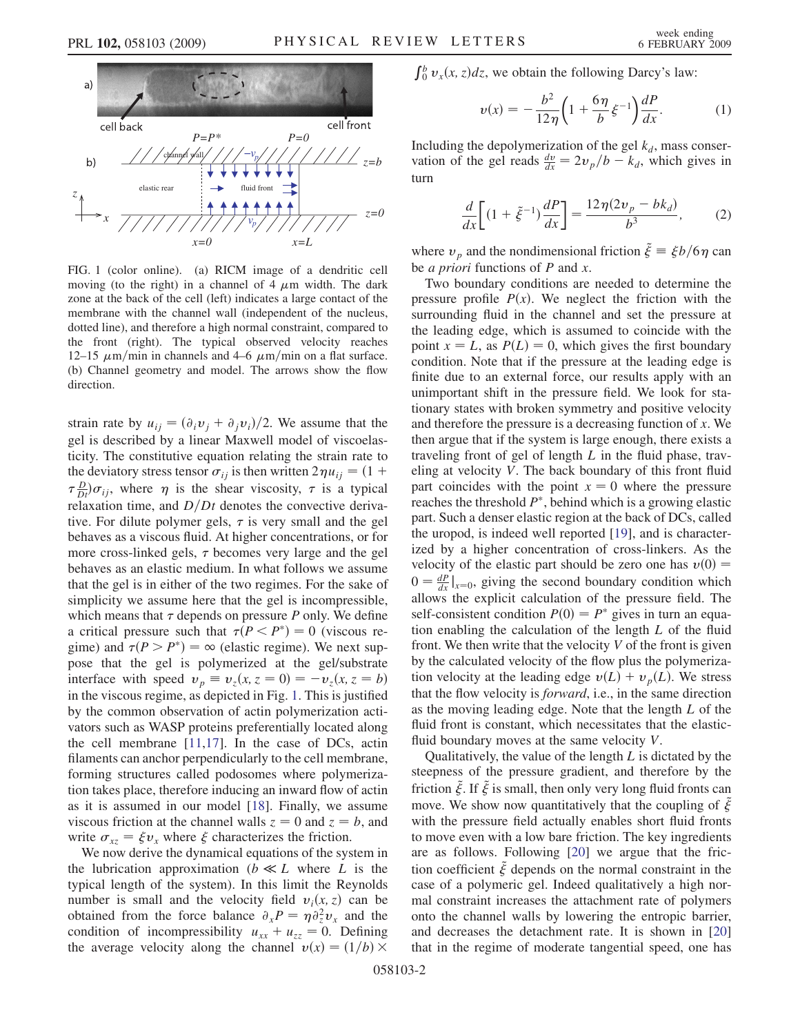FIG. 1 (color online). (a) RICM image of a dendritic cell moving (to the right) in a channel of 4 $\mu$m width. The dark zone at the back of the cell (left) indicates a large contact of the membrane with the channel wall (independent of the nucleus, dotted line), and therefore a high normal constraint, compared to the front (right). The typical observed velocity reaches 12–15 $\mu$m/min in channels and 4–6 $\mu$m/min on a flat surface. (b) Channel geometry and model. The arrows show the flow direction.

strain rate by $u_{ij} = (\partial_i v_j + \partial_j v_i)/2$. We assume that the gel is described by a linear Maxwell model of viscoelasticity. The constitutive equation relating the strain rate to the deviatory stress tensor $\sigma_{ij}$ is then written $2\eta u_{ij} = (1 + \tau \frac{D}{Dt})\sigma_{ij}$, where $\eta$ is the shear viscosity, $\tau$ is a typical relaxation time, and $D/Dt$ denotes the convective derivative. For dilute polymer gels, $\tau$ is very small and the gel behaves as a viscous fluid. At higher concentrations, or for more cross-linked gels, $\tau$ becomes very large and the gel behaves as an elastic medium. In what follows we assume that the gel is in either of the two regimes. For the sake of simplicity we assume here that the gel is incompressible, which means that $\tau$ depends on pressure $P$ only. We define a critical pressure such that $\tau(P < P^*) = 0$ (viscous regime) and $\tau(P > P^*) = \infty$ (elastic regime). We next suppose that the gel is polymerized at the gel/substrate interface with speed $v_p \equiv v_z(x, z = 0) = -v_z(x, z = b)$ in the viscous regime, as depicted in Fig. 1. This is justified by the common observation of actin polymerization activators such as WASP proteins preferentially located along the cell membrane [11,17]. In the case of DCs, actin filaments can anchor perpendicularly to the cell membrane, forming structures called podosomes where polymerization takes place, therefore inducing an inward flow of actin as it is assumed in our model [18]. Finally, we assume viscous friction at the channel walls $z = 0$ and $z = b$, and write $\sigma_{xz} = \xi v_x$ where $\xi$ characterizes the friction.

We now derive the dynamical equations of the system in the lubrication approximation ($b \ll L$ where $L$ is the typical length of the system). In this limit the Reynolds number is small and the velocity field $v_i(x, z)$ can be obtained from the force balance $\partial_x P = \eta \partial_z^2 v_x$ and the condition of incompressibility $u_{xx} + u_{zz} = 0$. Defining the average velocity along the channel $v(x) = (1/b) \times \int_0^b v_x(x, z)dz$, we obtain the following Darcy's law:

$$v(x) = -\frac{b^2}{12\eta}\left(1 + \frac{6\eta}{b}\xi^{-1}\right)\frac{dP}{dx}. \tag{1}$$

Including the depolymerization of the gel $k_d$, mass conservation of the gel reads $\frac{dv}{dx} = 2v_p/b - k_d$, which gives in turn

$$\frac{d}{dx}\left[(1 + \tilde{\xi}^{-1})\frac{dP}{dx}\right] = \frac{12\eta(2v_p - bk_d)}{b^3}, \tag{2}$$

where $v_p$ and the nondimensional friction $\tilde{\xi} \equiv \xi b/6\eta$ can be *a priori* functions of $P$ and $x$.

Two boundary conditions are needed to determine the pressure profile $P(x)$. We neglect the friction with the surrounding fluid in the channel and set the pressure at the leading edge, which is assumed to coincide with the point $x = L$, as $P(L) = 0$, which gives the first boundary condition. Note that if the pressure at the leading edge is finite due to an external force, our results apply with an unimportant shift in the pressure field. We look for stationary states with broken symmetry and positive velocity and therefore the pressure is a decreasing function of $x$. We then argue that if the system is large enough, there exists a traveling front of gel of length $L$ in the fluid phase, traveling at velocity $V$. The back boundary of this front fluid part coincides with the point $x = 0$ where the pressure reaches the threshold $P^*$, behind which is a growing elastic part. Such a denser elastic region at the back of DCs, called the uropod, is indeed well reported [19], and is characterized by a higher concentration of cross-linkers. As the velocity of the elastic part should be zero one has $v(0) = 0 = \frac{dP}{dx}|_{x=0}$, giving the second boundary condition which allows the explicit calculation of the pressure field. The self-consistent condition $P(0) = P^*$ gives in turn an equation enabling the calculation of the length $L$ of the fluid front. We then write that the velocity $V$ of the front is given by the calculated velocity of the flow plus the polymerization velocity at the leading edge $v(L) + v_p(L)$. We stress that the flow velocity is *forward*, i.e., in the same direction as the moving leading edge. Note that the length $L$ of the fluid front is constant, which necessitates that the elastic-fluid boundary moves at the same velocity $V$.

Qualitatively, the value of the length $L$ is dictated by the steepness of the pressure gradient, and therefore by the friction $\tilde{\xi}$. If $\tilde{\xi}$ is small, then only very long fluid fronts can move. We show now quantitatively that the coupling of $\tilde{\xi}$ with the pressure field actually enables short fluid fronts to move even with a low bare friction. The key ingredients are as follows. Following [20] we argue that the friction coefficient $\tilde{\xi}$ depends on the normal constraint in the case of a polymeric gel. Indeed qualitatively a high normal constraint increases the attachment rate of polymers onto the channel walls by lowering the entropic barrier, and decreases the detachment rate. It is shown in [20] that in the regime of moderate tangential speed, one has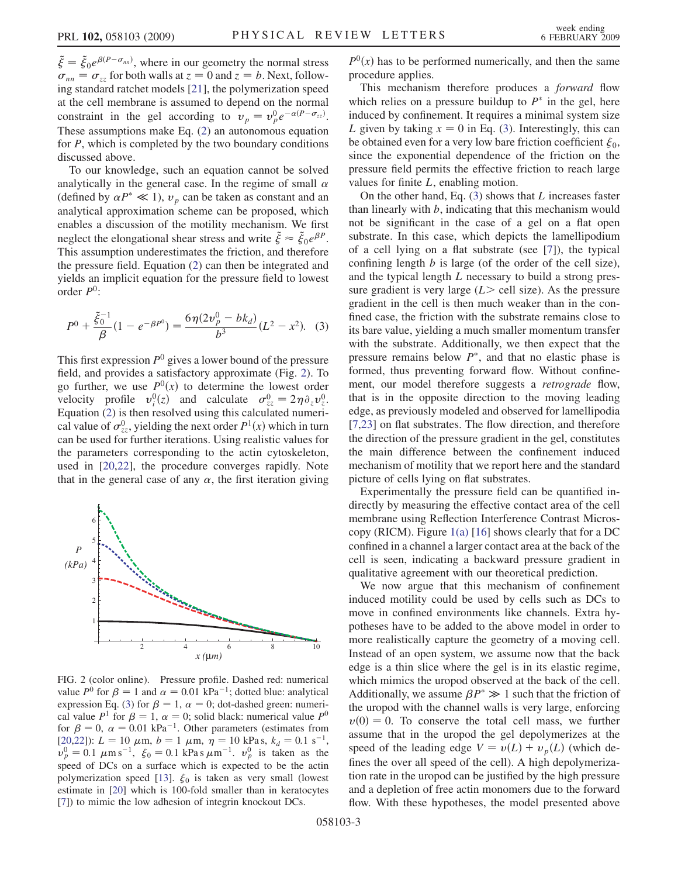$\tilde{\xi} = \tilde{\xi}_0 e^{\beta(P-\sigma_{nn})}$, where in our geometry the normal stress $\sigma_{nn} = \sigma_{zz}$ for both walls at $z = 0$ and $z = b$. Next, following standard ratchet models [21], the polymerization speed at the cell membrane is assumed to depend on the normal constraint in the gel according to $v_p = v_p^0 e^{-\alpha(P-\sigma_{zz})}$. These assumptions make Eq. (2) an autonomous equation for $P$, which is completed by the two boundary conditions discussed above.

To our knowledge, such an equation cannot be solved analytically in the general case. In the regime of small $\alpha$ (defined by $\alpha P^* \ll 1$), $v_p$ can be taken as constant and an analytical approximation scheme can be proposed, which enables a discussion of the motility mechanism. We first neglect the elongational shear stress and write $\tilde{\xi} \approx \tilde{\xi}_0 e^{\beta P}$. This assumption underestimates the friction, and therefore the pressure field. Equation (2) can then be integrated and yields an implicit equation for the pressure field to lowest order $P^0$:

$$P^0 + \frac{\tilde{\xi}_0^{-1}}{\beta}(1 - e^{-\beta P^0}) = \frac{6\eta(2v_p^0 - bk_d)}{b^3}(L^2 - x^2). \quad (3)$$

This first expression $P^0$ gives a lower bound of the pressure field, and provides a satisfactory approximate (Fig. 2). To go further, we use $P^0(x)$ to determine the lowest order velocity profile $v_i^0(z)$ and calculate $\sigma_{zz}^0 = 2\eta\partial_z v_z^0$. Equation (2) is then resolved using this calculated numerical value of $\sigma_{zz}^0$, yielding the next order $P^1(x)$ which in turn can be used for further iterations. Using realistic values for the parameters corresponding to the actin cytoskeleton, used in [20,22], the procedure converges rapidly. Note that in the general case of any $\alpha$, the first iteration giving $P^0(x)$ has to be performed numerically, and then the same procedure applies.

P
(kPa)
6
5
4
3
2
1
2
4
6
8
10
x (μm)

FIG. 2 (color online). Pressure profile. Dashed red: numerical value $P^0$ for $\beta = 1$ and $\alpha = 0.01\ \mathrm{kPa}^{-1}$; dotted blue: analytical expression Eq. (3) for $\beta = 1$, $\alpha = 0$; dot-dashed green: numerical value $P^1$ for $\beta = 1$, $\alpha = 0$; solid black: numerical value $P^0$ for $\beta = 0$, $\alpha = 0.01\ \mathrm{kPa}^{-1}$. Other parameters (estimates from [20,22]): $L = 10\ \mu\mathrm{m}$, $b = 1\ \mu\mathrm{m}$, $\eta = 10\ \mathrm{kPa\,s}$, $k_d = 0.1\ \mathrm{s}^{-1}$, $v_p^0 = 0.1\ \mu\mathrm{m\,s}^{-1}$, $\xi_0 = 0.1\ \mathrm{kPa\,s}\,\mu\mathrm{m}^{-1}$. $v_p^0$ is taken as the speed of DCs on a surface which is expected to be the actin polymerization speed [13]. $\xi_0$ is taken as very small (lowest estimate in [20] which is 100-fold smaller than in keratocytes [7]) to mimic the low adhesion of integrin knockout DCs.

This mechanism therefore produces a *forward* flow which relies on a pressure buildup to $P^*$ in the gel, here induced by confinement. It requires a minimal system size $L$ given by taking $x = 0$ in Eq. (3). Interestingly, this can be obtained even for a very low bare friction coefficient $\xi_0$, since the exponential dependence of the friction on the pressure field permits the effective friction to reach large values for finite $L$, enabling motion.

On the other hand, Eq. (3) shows that $L$ increases faster than linearly with $b$, indicating that this mechanism would not be significant in the case of a gel on a flat open substrate. In this case, which depicts the lamellipodium of a cell lying on a flat substrate (see [7]), the typical confining length $b$ is large (of the order of the cell size), and the typical length $L$ necessary to build a strong pressure gradient is very large ($L>$ cell size). As the pressure gradient in the cell is then much weaker than in the confined case, the friction with the substrate remains close to its bare value, yielding a much smaller momentum transfer with the substrate. Additionally, we then expect that the pressure remains below $P^*$, and that no elastic phase is formed, thus preventing forward flow. Without confinement, our model therefore suggests a *retrograde* flow, that is in the opposite direction to the moving leading edge, as previously modeled and observed for lamellipodia [7,23] on flat substrates. The flow direction, and therefore the direction of the pressure gradient in the gel, constitutes the main difference between the confinement induced mechanism of motility that we report here and the standard picture of cells lying on flat substrates.

Experimentally the pressure field can be quantified indirectly by measuring the effective contact area of the cell membrane using Reflection Interference Contrast Microscopy (RICM). Figure 1(a) [16] shows clearly that for a DC confined in a channel a larger contact area at the back of the cell is seen, indicating a backward pressure gradient in qualitative agreement with our theoretical prediction.

We now argue that this mechanism of confinement induced motility could be used by cells such as DCs to move in confined environments like channels. Extra hypotheses have to be added to the above model in order to more realistically capture the geometry of a moving cell. Instead of an open system, we assume now that the back edge is a thin slice where the gel is in its elastic regime, which mimics the uropod observed at the back of the cell. Additionally, we assume $\beta P^* \gg 1$ such that the friction of the uropod with the channel walls is very large, enforcing $v(0) = 0$. To conserve the total cell mass, we further assume that in the uropod the gel depolymerizes at the speed of the leading edge $V = v(L) + v_p(L)$ (which defines the over all speed of the cell). A high depolymerization rate in the uropod can be justified by the high pressure and a depletion of free actin monomers due to the forward flow. With these hypotheses, the model presented above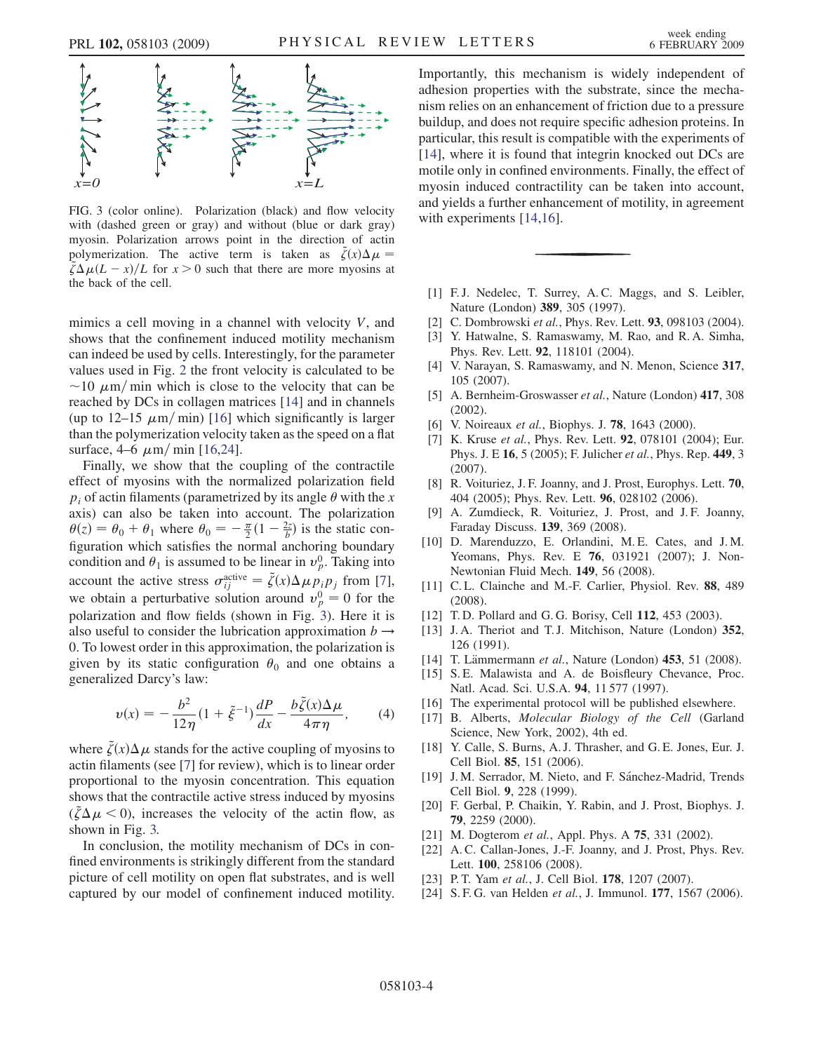x=0

x=L

FIG. 3 (color online). Polarization (black) and flow velocity with (dashed green or gray) and without (blue or dark gray) myosin. Polarization arrows point in the direction of actin polymerization. The active term is taken as $\tilde{\zeta}(x)\Delta\mu = \tilde{\zeta}\Delta\mu(L-x)/L$ for $x > 0$ such that there are more myosins at the back of the cell.

mimics a cell moving in a channel with velocity $V$, and shows that the confinement induced motility mechanism can indeed be used by cells. Interestingly, for the parameter values used in Fig. 2 the front velocity is calculated to be $\sim 10\ \mu\text{m/min}$ which is close to the velocity that can be reached by DCs in collagen matrices [14] and in channels (up to 12–15 $\mu$m/min) [16] which significantly is larger than the polymerization velocity taken as the speed on a flat surface, 4–6 $\mu$m/min [16,24].

Finally, we show that the coupling of the contractile effect of myosins with the normalized polarization field $p_i$ of actin filaments (parametrized by its angle $\theta$ with the $x$ axis) can also be taken into account. The polarization $\theta(z) = \theta_0 + \theta_1$ where $\theta_0 = -\frac{\pi}{2}(1 - \frac{2z}{b})$ is the static configuration which satisfies the normal anchoring boundary condition and $\theta_1$ is assumed to be linear in $v_p^0$. Taking into account the active stress $\sigma_{ij}^{\text{active}} = \tilde{\zeta}(x)\Delta\mu p_i p_j$ from [7], we obtain a perturbative solution around $v_p^0 = 0$ for the polarization and flow fields (shown in Fig. 3). Here it is also useful to consider the lubrication approximation $b \to 0$. To lowest order in this approximation, the polarization is given by its static configuration $\theta_0$ and one obtains a generalized Darcy's law:

$$v(x) = -\frac{b^2}{12\eta}(1 + \tilde{\xi}^{-1})\frac{dP}{dx} - \frac{b\tilde{\zeta}(x)\Delta\mu}{4\pi\eta}, \tag{4}$$

where $\tilde{\zeta}(x)\Delta\mu$ stands for the active coupling of myosins to actin filaments (see [7] for review), which is to linear order proportional to the myosin concentration. This equation shows that the contractile active stress induced by myosins ($\tilde{\zeta}\Delta\mu < 0$), increases the velocity of the actin flow, as shown in Fig. 3.

In conclusion, the motility mechanism of DCs in confined environments is strikingly different from the standard picture of cell motility on open flat substrates, and is well captured by our model of confinement induced motility. Importantly, this mechanism is widely independent of adhesion properties with the substrate, since the mechanism relies on an enhancement of friction due to a pressure buildup, and does not require specific adhesion proteins. In particular, this result is compatible with the experiments of [14], where it is found that integrin knocked out DCs are motile only in confined environments. Finally, the effect of myosin induced contractility can be taken into account, and yields a further enhancement of motility, in agreement with experiments [14,16].

---

[1] F. J. Nedelec, T. Surrey, A. C. Maggs, and S. Leibler, Nature (London) **389**, 305 (1997).
[2] C. Dombrowski *et al.*, Phys. Rev. Lett. **93**, 098103 (2004).
[3] Y. Hatwalne, S. Ramaswamy, M. Rao, and R. A. Simha, Phys. Rev. Lett. **92**, 118101 (2004).
[4] V. Narayan, S. Ramaswamy, and N. Menon, Science **317**, 105 (2007).
[5] A. Bernheim-Groswasser *et al.*, Nature (London) **417**, 308 (2002).
[6] V. Noireaux *et al.*, Biophys. J. **78**, 1643 (2000).
[7] K. Kruse *et al.*, Phys. Rev. Lett. **92**, 078101 (2004); Eur. Phys. J. E **16**, 5 (2005); F. Julicher *et al.*, Phys. Rep. **449**, 3 (2007).
[8] R. Voituriez, J. F. Joanny, and J. Prost, Europhys. Lett. **70**, 404 (2005); Phys. Rev. Lett. **96**, 028102 (2006).
[9] A. Zumdieck, R. Voituriez, J. Prost, and J. F. Joanny, Faraday Discuss. **139**, 369 (2008).
[10] D. Marenduzzo, E. Orlandini, M. E. Cates, and J. M. Yeomans, Phys. Rev. E **76**, 031921 (2007); J. Non-Newtonian Fluid Mech. **149**, 56 (2008).
[11] C. L. Clainche and M.-F. Carlier, Physiol. Rev. **88**, 489 (2008).
[12] T. D. Pollard and G. G. Borisy, Cell **112**, 453 (2003).
[13] J. A. Theriot and T. J. Mitchison, Nature (London) **352**, 126 (1991).
[14] T. Lämmermann *et al.*, Nature (London) **453**, 51 (2008).
[15] S. E. Malawista and A. de Boisfleury Chevance, Proc. Natl. Acad. Sci. U.S.A. **94**, 11 577 (1997).
[16] The experimental protocol will be published elsewhere.
[17] B. Alberts, *Molecular Biology of the Cell* (Garland Science, New York, 2002), 4th ed.
[18] Y. Calle, S. Burns, A. J. Thrasher, and G. E. Jones, Eur. J. Cell Biol. **85**, 151 (2006).
[19] J. M. Serrador, M. Nieto, and F. Sánchez-Madrid, Trends Cell Biol. **9**, 228 (1999).
[20] F. Gerbal, P. Chaikin, Y. Rabin, and J. Prost, Biophys. J. **79**, 2259 (2000).
[21] M. Dogterom *et al.*, Appl. Phys. A **75**, 331 (2002).
[22] A. C. Callan-Jones, J.-F. Joanny, and J. Prost, Phys. Rev. Lett. **100**, 258106 (2008).
[23] P. T. Yam *et al.*, J. Cell Biol. **178**, 1207 (2007).
[24] S. F. G. van Helden *et al.*, J. Immunol. **177**, 1567 (2006).